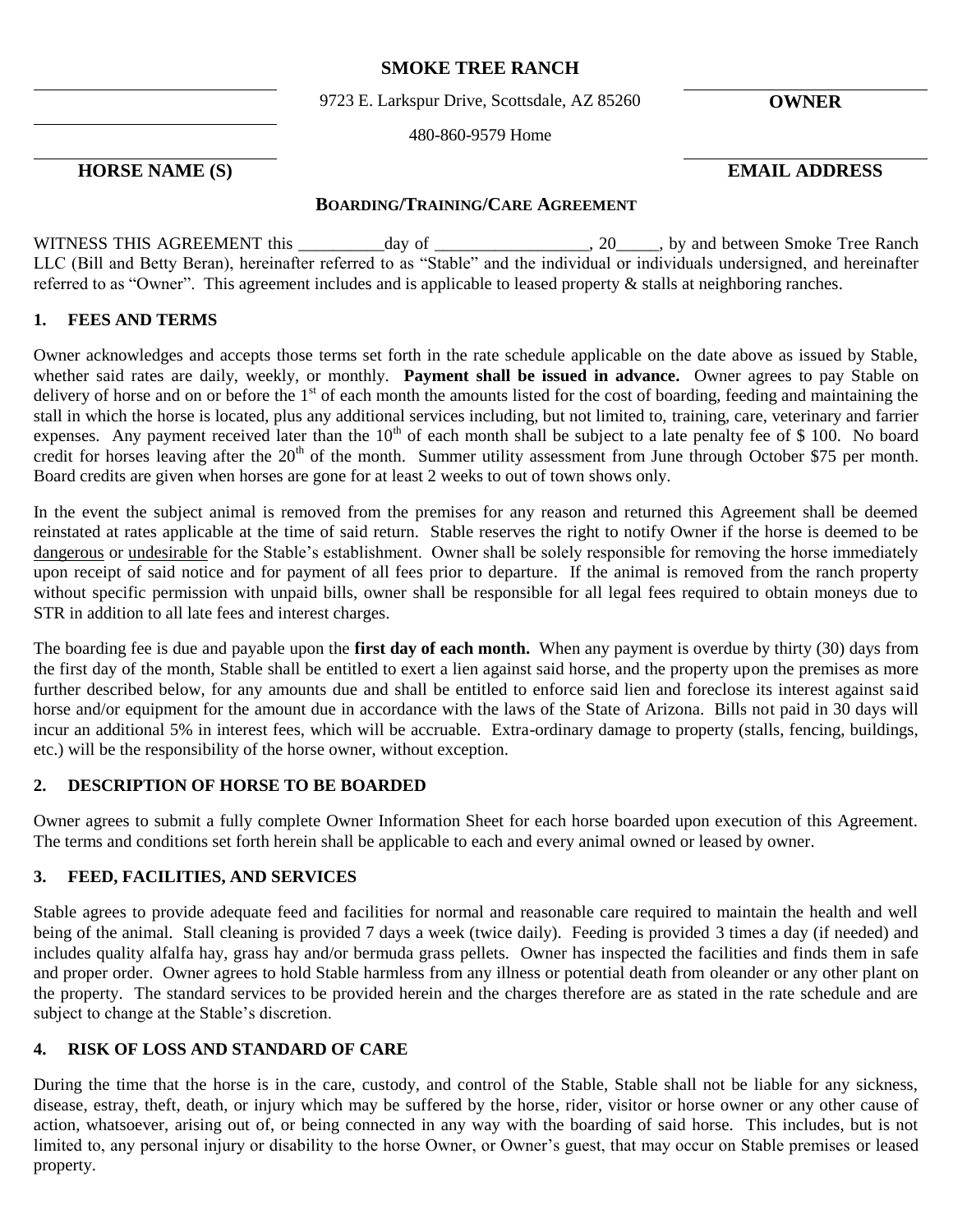# SMOKE TREE RANCH

9723 E. Larkspur Drive, Scottsdale, AZ 85260

480-860-9579 Home

______________________________ **OWNER**

______________________________

______________________________ 

**HORSE NAME (S)** ______________________________ **EMAIL ADDRESS**

## BOARDING/TRAINING/CARE AGREEMENT

WITNESS THIS AGREEMENT this __________day of __________________, 20_____, by and between Smoke Tree Ranch LLC (Bill and Betty Beran), hereinafter referred to as "Stable" and the individual or individuals undersigned, and hereinafter referred to as "Owner". This agreement includes and is applicable to leased property & stalls at neighboring ranches.

### 1. FEES AND TERMS

Owner acknowledges and accepts those terms set forth in the rate schedule applicable on the date above as issued by Stable, whether said rates are daily, weekly, or monthly. **Payment shall be issued in advance.** Owner agrees to pay Stable on delivery of horse and on or before the 1st of each month the amounts listed for the cost of boarding, feeding and maintaining the stall in which the horse is located, plus any additional services including, but not limited to, training, care, veterinary and farrier expenses. Any payment received later than the 10th of each month shall be subject to a late penalty fee of $ 100. No board credit for horses leaving after the 20th of the month. Summer utility assessment from June through October $75 per month. Board credits are given when horses are gone for at least 2 weeks to out of town shows only.

In the event the subject animal is removed from the premises for any reason and returned this Agreement shall be deemed reinstated at rates applicable at the time of said return. Stable reserves the right to notify Owner if the horse is deemed to be dangerous or undesirable for the Stable's establishment. Owner shall be solely responsible for removing the horse immediately upon receipt of said notice and for payment of all fees prior to departure. If the animal is removed from the ranch property without specific permission with unpaid bills, owner shall be responsible for all legal fees required to obtain moneys due to STR in addition to all late fees and interest charges.

The boarding fee is due and payable upon the **first day of each month.** When any payment is overdue by thirty (30) days from the first day of the month, Stable shall be entitled to exert a lien against said horse, and the property upon the premises as more further described below, for any amounts due and shall be entitled to enforce said lien and foreclose its interest against said horse and/or equipment for the amount due in accordance with the laws of the State of Arizona. Bills not paid in 30 days will incur an additional 5% in interest fees, which will be accruable. Extra-ordinary damage to property (stalls, fencing, buildings, etc.) will be the responsibility of the horse owner, without exception.

### 2. DESCRIPTION OF HORSE TO BE BOARDED

Owner agrees to submit a fully complete Owner Information Sheet for each horse boarded upon execution of this Agreement. The terms and conditions set forth herein shall be applicable to each and every animal owned or leased by owner.

### 3. FEED, FACILITIES, AND SERVICES

Stable agrees to provide adequate feed and facilities for normal and reasonable care required to maintain the health and well being of the animal. Stall cleaning is provided 7 days a week (twice daily). Feeding is provided 3 times a day (if needed) and includes quality alfalfa hay, grass hay and/or bermuda grass pellets. Owner has inspected the facilities and finds them in safe and proper order. Owner agrees to hold Stable harmless from any illness or potential death from oleander or any other plant on the property. The standard services to be provided herein and the charges therefore are as stated in the rate schedule and are subject to change at the Stable's discretion.

### 4. RISK OF LOSS AND STANDARD OF CARE

During the time that the horse is in the care, custody, and control of the Stable, Stable shall not be liable for any sickness, disease, estray, theft, death, or injury which may be suffered by the horse, rider, visitor or horse owner or any other cause of action, whatsoever, arising out of, or being connected in any way with the boarding of said horse. This includes, but is not limited to, any personal injury or disability to the horse Owner, or Owner's guest, that may occur on Stable premises or leased property.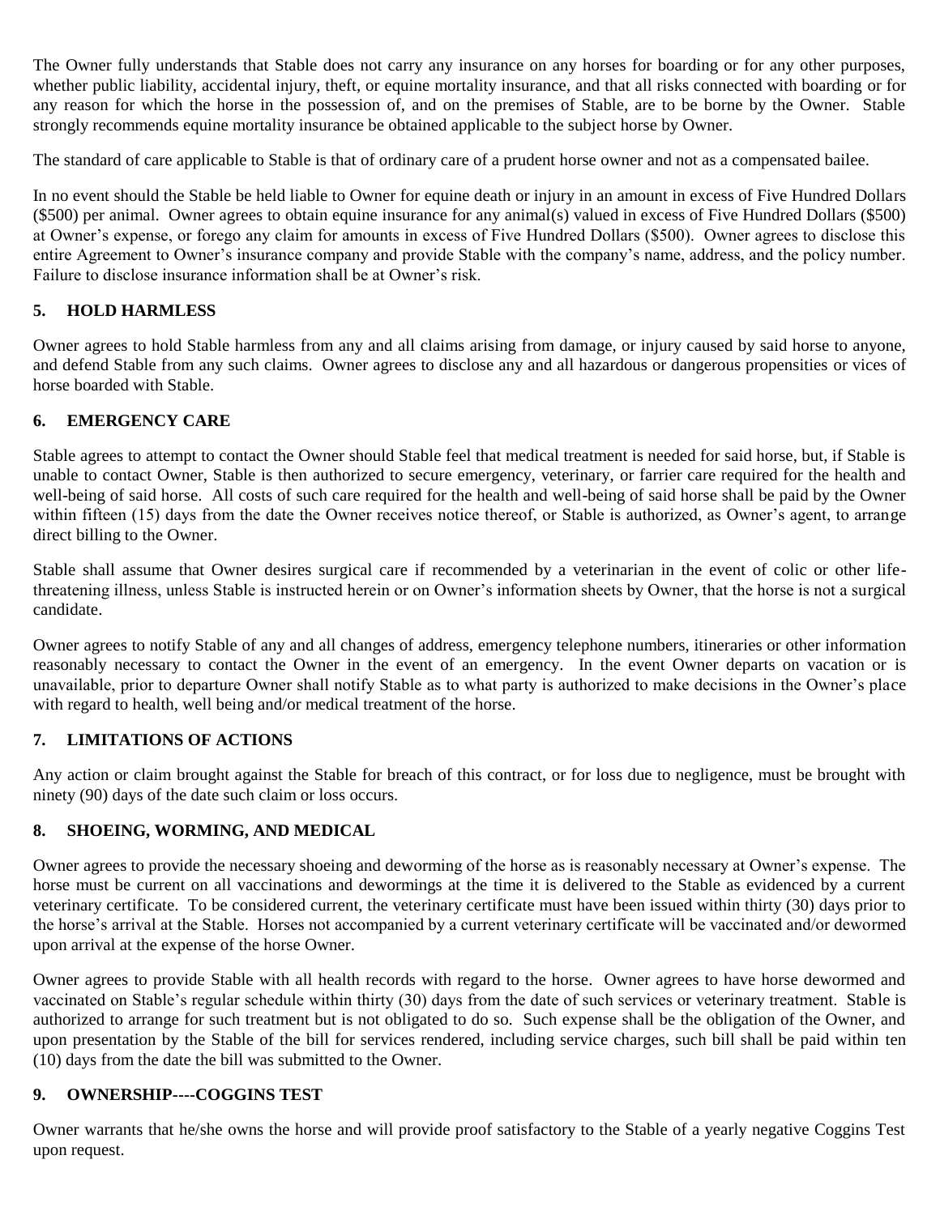The Owner fully understands that Stable does not carry any insurance on any horses for boarding or for any other purposes, whether public liability, accidental injury, theft, or equine mortality insurance, and that all risks connected with boarding or for any reason for which the horse in the possession of, and on the premises of Stable, are to be borne by the Owner. Stable strongly recommends equine mortality insurance be obtained applicable to the subject horse by Owner.

The standard of care applicable to Stable is that of ordinary care of a prudent horse owner and not as a compensated bailee.

In no event should the Stable be held liable to Owner for equine death or injury in an amount in excess of Five Hundred Dollars ($500) per animal. Owner agrees to obtain equine insurance for any animal(s) valued in excess of Five Hundred Dollars ($500) at Owner's expense, or forego any claim for amounts in excess of Five Hundred Dollars ($500). Owner agrees to disclose this entire Agreement to Owner's insurance company and provide Stable with the company's name, address, and the policy number. Failure to disclose insurance information shall be at Owner's risk.

## 5. HOLD HARMLESS

Owner agrees to hold Stable harmless from any and all claims arising from damage, or injury caused by said horse to anyone, and defend Stable from any such claims. Owner agrees to disclose any and all hazardous or dangerous propensities or vices of horse boarded with Stable.

## 6. EMERGENCY CARE

Stable agrees to attempt to contact the Owner should Stable feel that medical treatment is needed for said horse, but, if Stable is unable to contact Owner, Stable is then authorized to secure emergency, veterinary, or farrier care required for the health and well-being of said horse. All costs of such care required for the health and well-being of said horse shall be paid by the Owner within fifteen (15) days from the date the Owner receives notice thereof, or Stable is authorized, as Owner's agent, to arrange direct billing to the Owner.

Stable shall assume that Owner desires surgical care if recommended by a veterinarian in the event of colic or other life-threatening illness, unless Stable is instructed herein or on Owner's information sheets by Owner, that the horse is not a surgical candidate.

Owner agrees to notify Stable of any and all changes of address, emergency telephone numbers, itineraries or other information reasonably necessary to contact the Owner in the event of an emergency. In the event Owner departs on vacation or is unavailable, prior to departure Owner shall notify Stable as to what party is authorized to make decisions in the Owner's place with regard to health, well being and/or medical treatment of the horse.

## 7. LIMITATIONS OF ACTIONS

Any action or claim brought against the Stable for breach of this contract, or for loss due to negligence, must be brought with ninety (90) days of the date such claim or loss occurs.

## 8. SHOEING, WORMING, AND MEDICAL

Owner agrees to provide the necessary shoeing and deworming of the horse as is reasonably necessary at Owner's expense. The horse must be current on all vaccinations and dewormings at the time it is delivered to the Stable as evidenced by a current veterinary certificate. To be considered current, the veterinary certificate must have been issued within thirty (30) days prior to the horse's arrival at the Stable. Horses not accompanied by a current veterinary certificate will be vaccinated and/or dewormed upon arrival at the expense of the horse Owner.

Owner agrees to provide Stable with all health records with regard to the horse. Owner agrees to have horse dewormed and vaccinated on Stable's regular schedule within thirty (30) days from the date of such services or veterinary treatment. Stable is authorized to arrange for such treatment but is not obligated to do so. Such expense shall be the obligation of the Owner, and upon presentation by the Stable of the bill for services rendered, including service charges, such bill shall be paid within ten (10) days from the date the bill was submitted to the Owner.

## 9. OWNERSHIP----COGGINS TEST

Owner warrants that he/she owns the horse and will provide proof satisfactory to the Stable of a yearly negative Coggins Test upon request.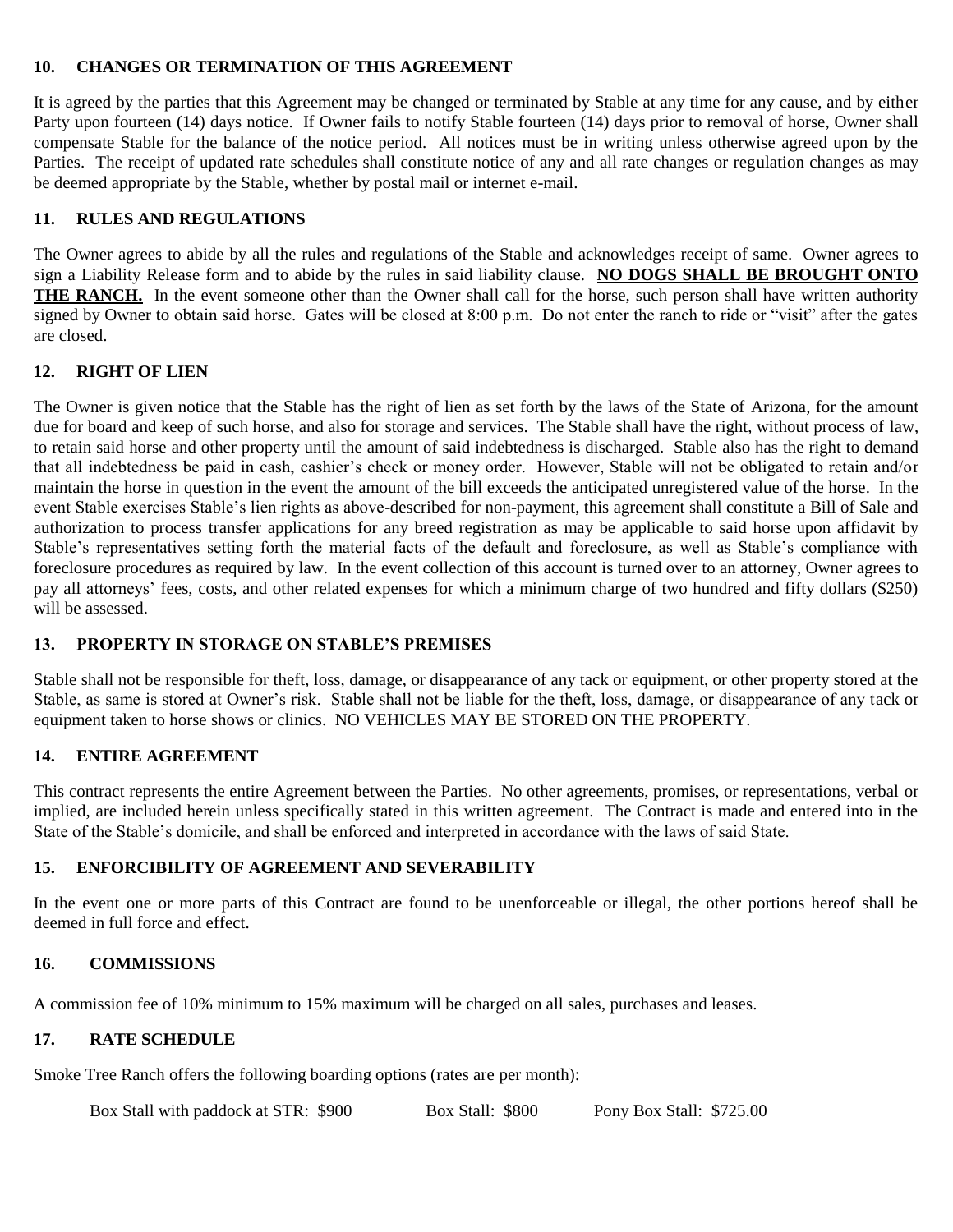## 10. CHANGES OR TERMINATION OF THIS AGREEMENT

It is agreed by the parties that this Agreement may be changed or terminated by Stable at any time for any cause, and by either Party upon fourteen (14) days notice. If Owner fails to notify Stable fourteen (14) days prior to removal of horse, Owner shall compensate Stable for the balance of the notice period. All notices must be in writing unless otherwise agreed upon by the Parties. The receipt of updated rate schedules shall constitute notice of any and all rate changes or regulation changes as may be deemed appropriate by the Stable, whether by postal mail or internet e-mail.

## 11. RULES AND REGULATIONS

The Owner agrees to abide by all the rules and regulations of the Stable and acknowledges receipt of same. Owner agrees to sign a Liability Release form and to abide by the rules in said liability clause. **NO DOGS SHALL BE BROUGHT ONTO THE RANCH.** In the event someone other than the Owner shall call for the horse, such person shall have written authority signed by Owner to obtain said horse. Gates will be closed at 8:00 p.m. Do not enter the ranch to ride or "visit" after the gates are closed.

## 12. RIGHT OF LIEN

The Owner is given notice that the Stable has the right of lien as set forth by the laws of the State of Arizona, for the amount due for board and keep of such horse, and also for storage and services. The Stable shall have the right, without process of law, to retain said horse and other property until the amount of said indebtedness is discharged. Stable also has the right to demand that all indebtedness be paid in cash, cashier's check or money order. However, Stable will not be obligated to retain and/or maintain the horse in question in the event the amount of the bill exceeds the anticipated unregistered value of the horse. In the event Stable exercises Stable's lien rights as above-described for non-payment, this agreement shall constitute a Bill of Sale and authorization to process transfer applications for any breed registration as may be applicable to said horse upon affidavit by Stable's representatives setting forth the material facts of the default and foreclosure, as well as Stable's compliance with foreclosure procedures as required by law. In the event collection of this account is turned over to an attorney, Owner agrees to pay all attorneys' fees, costs, and other related expenses for which a minimum charge of two hundred and fifty dollars ($250) will be assessed.

## 13. PROPERTY IN STORAGE ON STABLE'S PREMISES

Stable shall not be responsible for theft, loss, damage, or disappearance of any tack or equipment, or other property stored at the Stable, as same is stored at Owner's risk. Stable shall not be liable for the theft, loss, damage, or disappearance of any tack or equipment taken to horse shows or clinics. NO VEHICLES MAY BE STORED ON THE PROPERTY.

## 14. ENTIRE AGREEMENT

This contract represents the entire Agreement between the Parties. No other agreements, promises, or representations, verbal or implied, are included herein unless specifically stated in this written agreement. The Contract is made and entered into in the State of the Stable's domicile, and shall be enforced and interpreted in accordance with the laws of said State.

## 15. ENFORCIBILITY OF AGREEMENT AND SEVERABILITY

In the event one or more parts of this Contract are found to be unenforceable or illegal, the other portions hereof shall be deemed in full force and effect.

## 16. COMMISSIONS

A commission fee of 10% minimum to 15% maximum will be charged on all sales, purchases and leases.

## 17. RATE SCHEDULE

Smoke Tree Ranch offers the following boarding options (rates are per month):

Box Stall with paddock at STR: $900 Box Stall: $800 Pony Box Stall: $725.00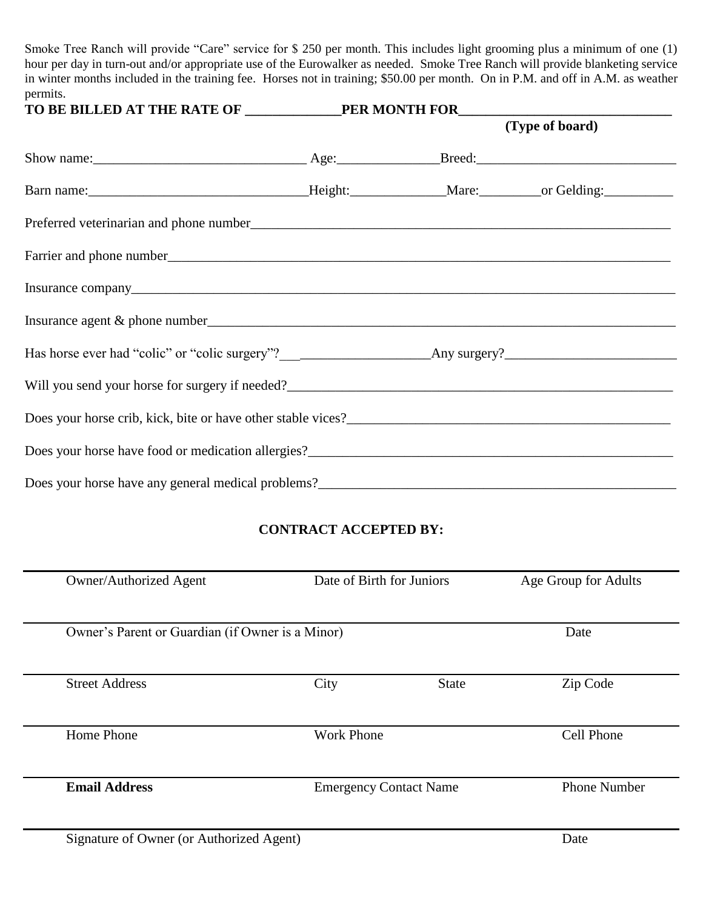Smoke Tree Ranch will provide "Care" service for $ 250 per month. This includes light grooming plus a minimum of one (1) hour per day in turn-out and/or appropriate use of the Eurowalker as needed. Smoke Tree Ranch will provide blanketing service in winter months included in the training fee. Horses not in training; $50.00 per month. On in P.M. and off in A.M. as weather permits.

**TO BE BILLED AT THE RATE OF _____________PER MONTH FOR______________________________**
**(Type of board)**

Show name:______________________________ Age:______________Breed:____________________________

Barn name:_______________________________Height:_____________Mare:_________or Gelding:__________

Preferred veterinarian and phone number______________________________________________________________

Farrier and phone number_____________________________________________________________________

Insurance company________________________________________________________________________

Insurance agent & phone number_______________________________________________________________

Has horse ever had "colic" or "colic surgery"?______________________Any surgery?________________________

Will you send your horse for surgery if needed?___________________________________________________________

Does your horse crib, kick, bite or have other stable vices?_______________________________________________

Does your horse have food or medication allergies?_____________________________________________________

Does your horse have any general medical problems?____________________________________________________

**CONTRACT ACCEPTED BY:**

_______________________________________________________________________________

Owner/Authorized Agent | Date of Birth for Juniors | Age Group for Adults

_______________________________________________________________________________

Owner's Parent or Guardian (if Owner is a Minor) | Date

_______________________________________________________________________________

Street Address | City | State | Zip Code

_______________________________________________________________________________

Home Phone | Work Phone | Cell Phone

_______________________________________________________________________________

**Email Address** | Emergency Contact Name | Phone Number

_______________________________________________________________________________

Signature of Owner (or Authorized Agent) | Date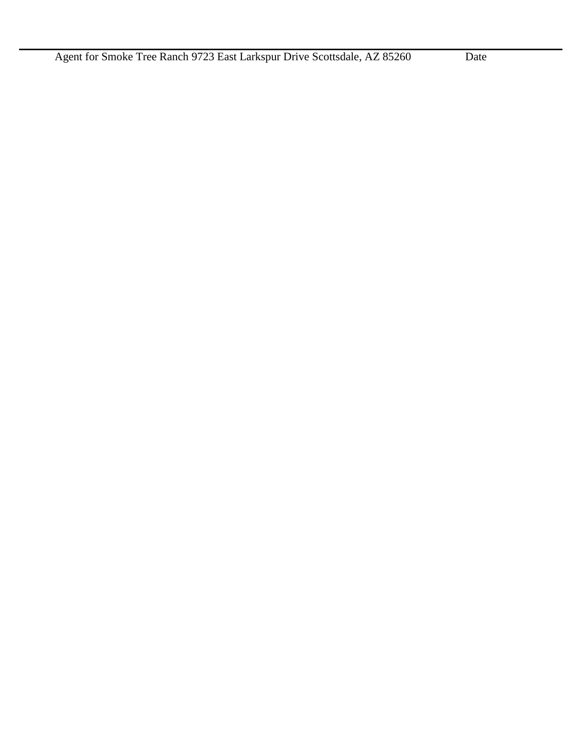Agent for Smoke Tree Ranch 9723 East Larkspur Drive Scottsdale, AZ 85260 Date